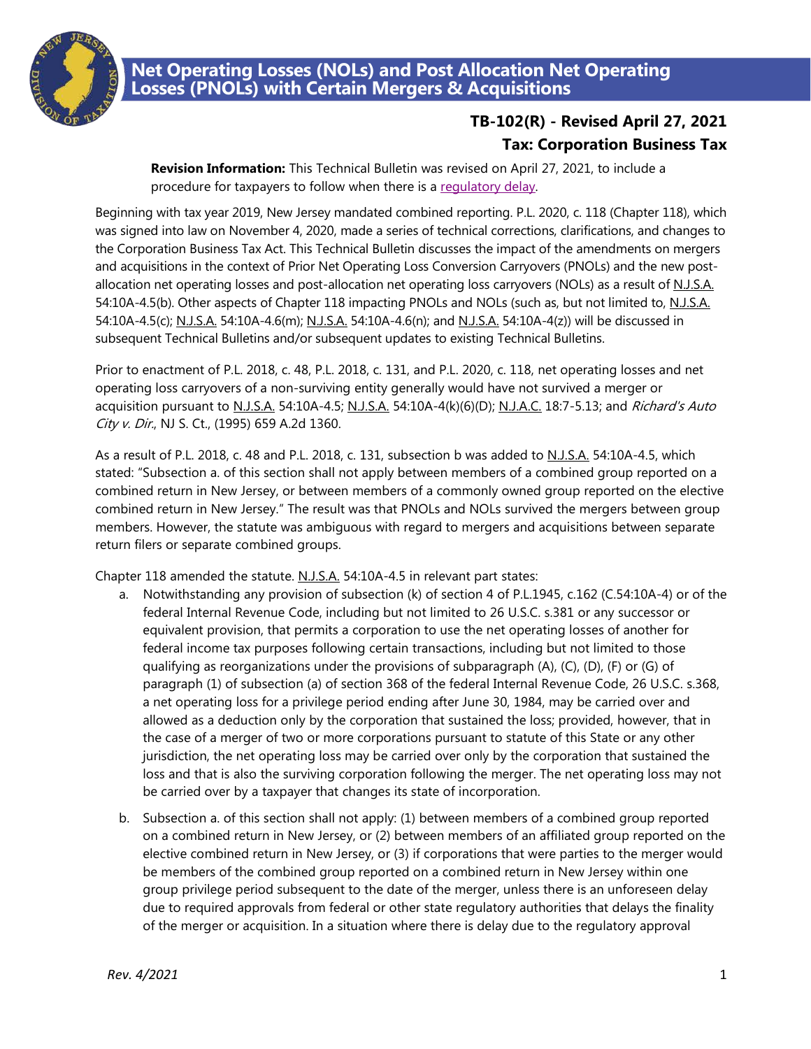# Net Operating Losses (NOLs) and Post Allocation Net Operating Losses (PNOLs) with Certain Mergers & Acquisitions

## TB-102(R) - Revised April 27, 2021

## Tax: Corporation Business Tax

**Revision Information:** This Technical Bulletin was revised on April 27, 2021, to include a procedure for taxpayers to follow when there is a regulatory delay.

Beginning with tax year 2019, New Jersey mandated combined reporting. P.L. 2020, c. 118 (Chapter 118), which was signed into law on November 4, 2020, made a series of technical corrections, clarifications, and changes to the Corporation Business Tax Act. This Technical Bulletin discusses the impact of the amendments on mergers and acquisitions in the context of Prior Net Operating Loss Conversion Carryovers (PNOLs) and the new post-allocation net operating losses and post-allocation net operating loss carryovers (NOLs) as a result of N.J.S.A. 54:10A-4.5(b). Other aspects of Chapter 118 impacting PNOLs and NOLs (such as, but not limited to, N.J.S.A. 54:10A-4.5(c); N.J.S.A. 54:10A-4.6(m); N.J.S.A. 54:10A-4.6(n); and N.J.S.A. 54:10A-4(z)) will be discussed in subsequent Technical Bulletins and/or subsequent updates to existing Technical Bulletins.

Prior to enactment of P.L. 2018, c. 48, P.L. 2018, c. 131, and P.L. 2020, c. 118, net operating losses and net operating loss carryovers of a non-surviving entity generally would have not survived a merger or acquisition pursuant to N.J.S.A. 54:10A-4.5; N.J.S.A. 54:10A-4(k)(6)(D); N.J.A.C. 18:7-5.13; and *Richard's Auto City v. Dir.*, NJ S. Ct., (1995) 659 A.2d 1360.

As a result of P.L. 2018, c. 48 and P.L. 2018, c. 131, subsection b was added to N.J.S.A. 54:10A-4.5, which stated: "Subsection a. of this section shall not apply between members of a combined group reported on a combined return in New Jersey, or between members of a commonly owned group reported on the elective combined return in New Jersey." The result was that PNOLs and NOLs survived the mergers between group members. However, the statute was ambiguous with regard to mergers and acquisitions between separate return filers or separate combined groups.

Chapter 118 amended the statute. N.J.S.A. 54:10A-4.5 in relevant part states:

a. Notwithstanding any provision of subsection (k) of section 4 of P.L.1945, c.162 (C.54:10A-4) or of the federal Internal Revenue Code, including but not limited to 26 U.S.C. s.381 or any successor or equivalent provision, that permits a corporation to use the net operating losses of another for federal income tax purposes following certain transactions, including but not limited to those qualifying as reorganizations under the provisions of subparagraph (A), (C), (D), (F) or (G) of paragraph (1) of subsection (a) of section 368 of the federal Internal Revenue Code, 26 U.S.C. s.368, a net operating loss for a privilege period ending after June 30, 1984, may be carried over and allowed as a deduction only by the corporation that sustained the loss; provided, however, that in the case of a merger of two or more corporations pursuant to statute of this State or any other jurisdiction, the net operating loss may be carried over only by the corporation that sustained the loss and that is also the surviving corporation following the merger. The net operating loss may not be carried over by a taxpayer that changes its state of incorporation.

b. Subsection a. of this section shall not apply: (1) between members of a combined group reported on a combined return in New Jersey, or (2) between members of an affiliated group reported on the elective combined return in New Jersey, or (3) if corporations that were parties to the merger would be members of the combined group reported on a combined return in New Jersey within one group privilege period subsequent to the date of the merger, unless there is an unforeseen delay due to required approvals from federal or other state regulatory authorities that delays the finality of the merger or acquisition. In a situation where there is delay due to the regulatory approval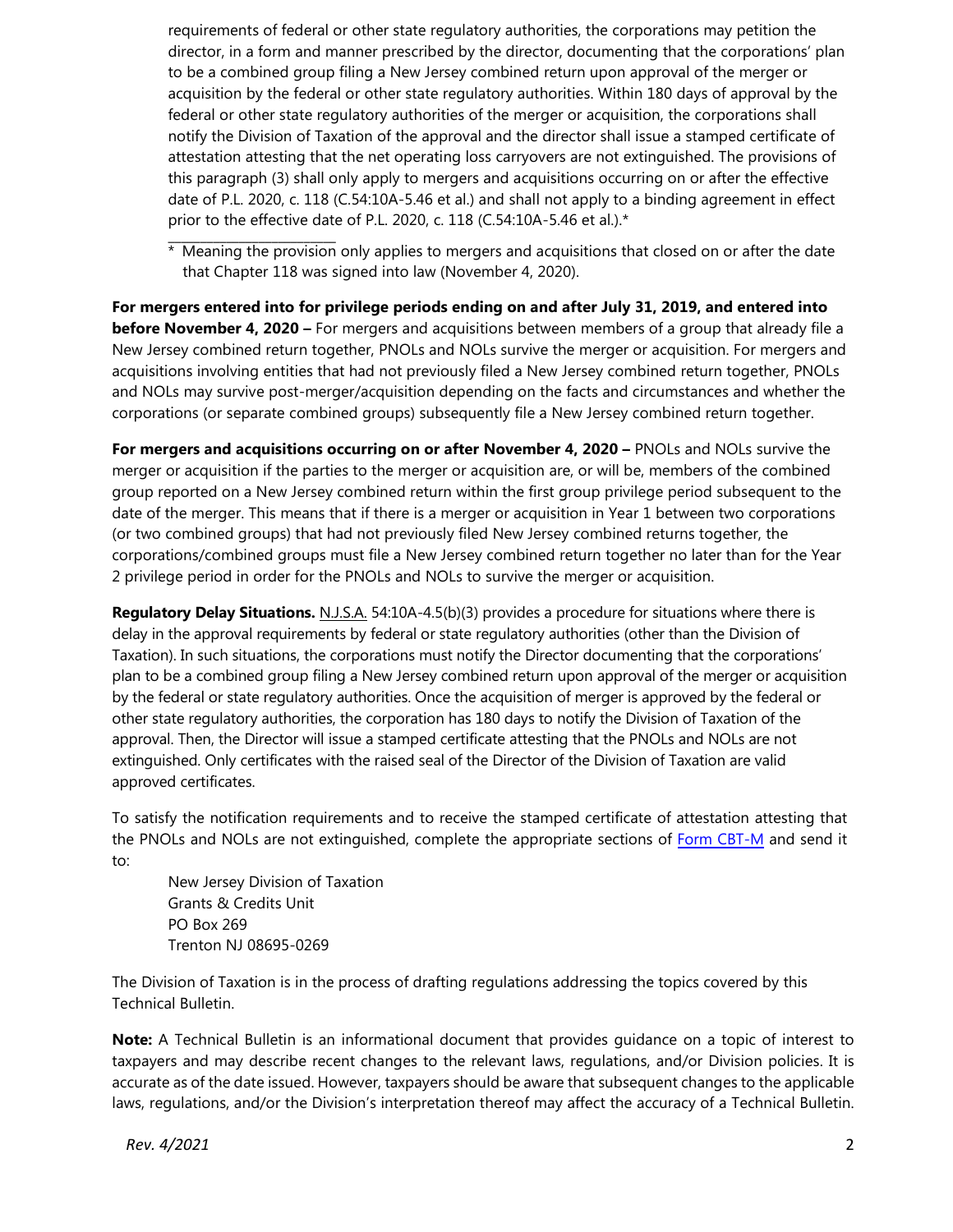requirements of federal or other state regulatory authorities, the corporations may petition the director, in a form and manner prescribed by the director, documenting that the corporations' plan to be a combined group filing a New Jersey combined return upon approval of the merger or acquisition by the federal or other state regulatory authorities. Within 180 days of approval by the federal or other state regulatory authorities of the merger or acquisition, the corporations shall notify the Division of Taxation of the approval and the director shall issue a stamped certificate of attestation attesting that the net operating loss carryovers are not extinguished. The provisions of this paragraph (3) shall only apply to mergers and acquisitions occurring on or after the effective date of P.L. 2020, c. 118 (C.54:10A-5.46 et al.) and shall not apply to a binding agreement in effect prior to the effective date of P.L. 2020, c. 118 (C.54:10A-5.46 et al.).*

\* Meaning the provision only applies to mergers and acquisitions that closed on or after the date that Chapter 118 was signed into law (November 4, 2020).

**For mergers entered into for privilege periods ending on and after July 31, 2019, and entered into before November 4, 2020 –** For mergers and acquisitions between members of a group that already file a New Jersey combined return together, PNOLs and NOLs survive the merger or acquisition. For mergers and acquisitions involving entities that had not previously filed a New Jersey combined return together, PNOLs and NOLs may survive post-merger/acquisition depending on the facts and circumstances and whether the corporations (or separate combined groups) subsequently file a New Jersey combined return together.

**For mergers and acquisitions occurring on or after November 4, 2020 –** PNOLs and NOLs survive the merger or acquisition if the parties to the merger or acquisition are, or will be, members of the combined group reported on a New Jersey combined return within the first group privilege period subsequent to the date of the merger. This means that if there is a merger or acquisition in Year 1 between two corporations (or two combined groups) that had not previously filed New Jersey combined returns together, the corporations/combined groups must file a New Jersey combined return together no later than for the Year 2 privilege period in order for the PNOLs and NOLs to survive the merger or acquisition.

**Regulatory Delay Situations.** N.J.S.A. 54:10A-4.5(b)(3) provides a procedure for situations where there is delay in the approval requirements by federal or state regulatory authorities (other than the Division of Taxation). In such situations, the corporations must notify the Director documenting that the corporations' plan to be a combined group filing a New Jersey combined return upon approval of the merger or acquisition by the federal or state regulatory authorities. Once the acquisition of merger is approved by the federal or other state regulatory authorities, the corporation has 180 days to notify the Division of Taxation of the approval. Then, the Director will issue a stamped certificate attesting that the PNOLs and NOLs are not extinguished. Only certificates with the raised seal of the Director of the Division of Taxation are valid approved certificates.

To satisfy the notification requirements and to receive the stamped certificate of attestation attesting that the PNOLs and NOLs are not extinguished, complete the appropriate sections of Form CBT-M and send it to:

New Jersey Division of Taxation
Grants & Credits Unit
PO Box 269
Trenton NJ 08695-0269

The Division of Taxation is in the process of drafting regulations addressing the topics covered by this Technical Bulletin.

**Note:** A Technical Bulletin is an informational document that provides guidance on a topic of interest to taxpayers and may describe recent changes to the relevant laws, regulations, and/or Division policies. It is accurate as of the date issued. However, taxpayers should be aware that subsequent changes to the applicable laws, regulations, and/or the Division's interpretation thereof may affect the accuracy of a Technical Bulletin.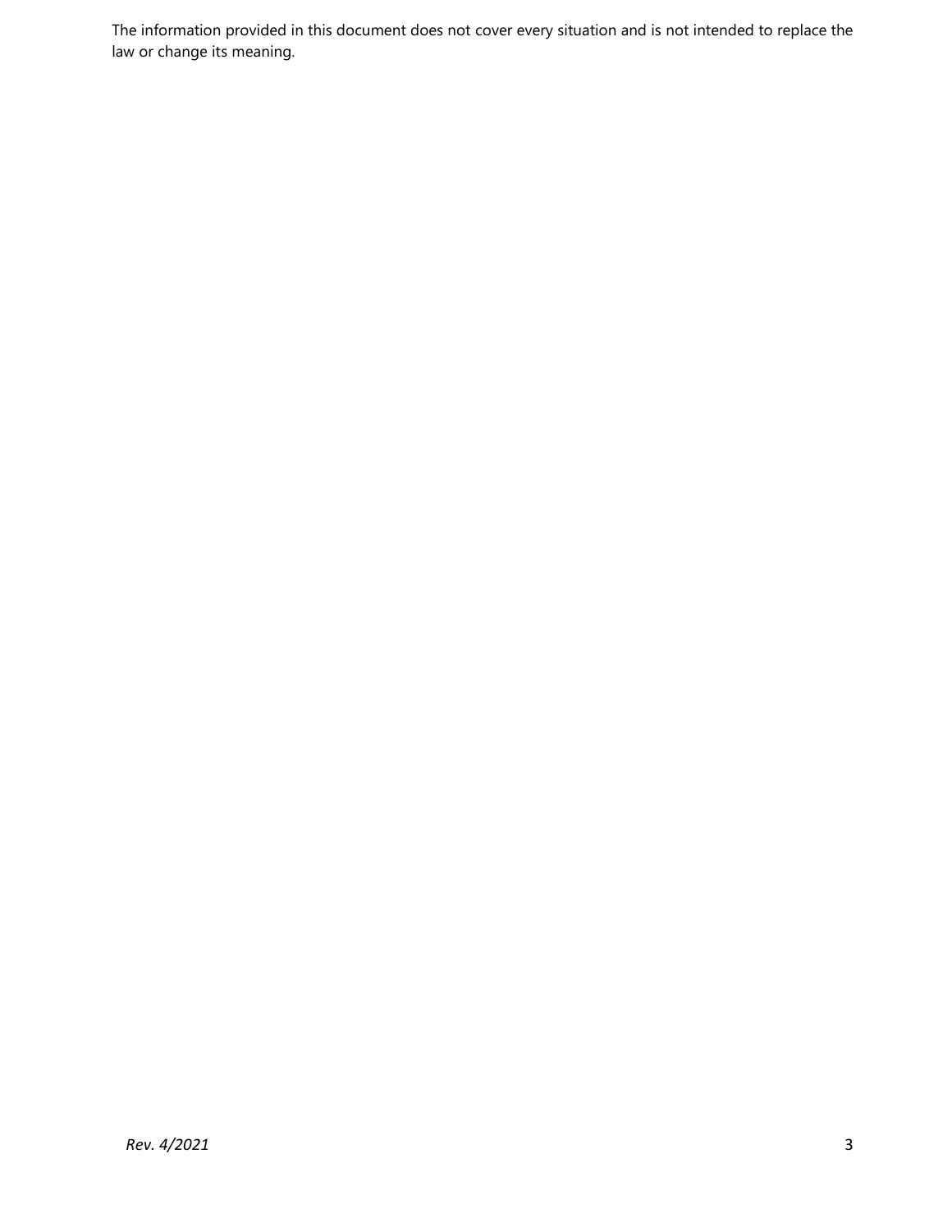The information provided in this document does not cover every situation and is not intended to replace the law or change its meaning.